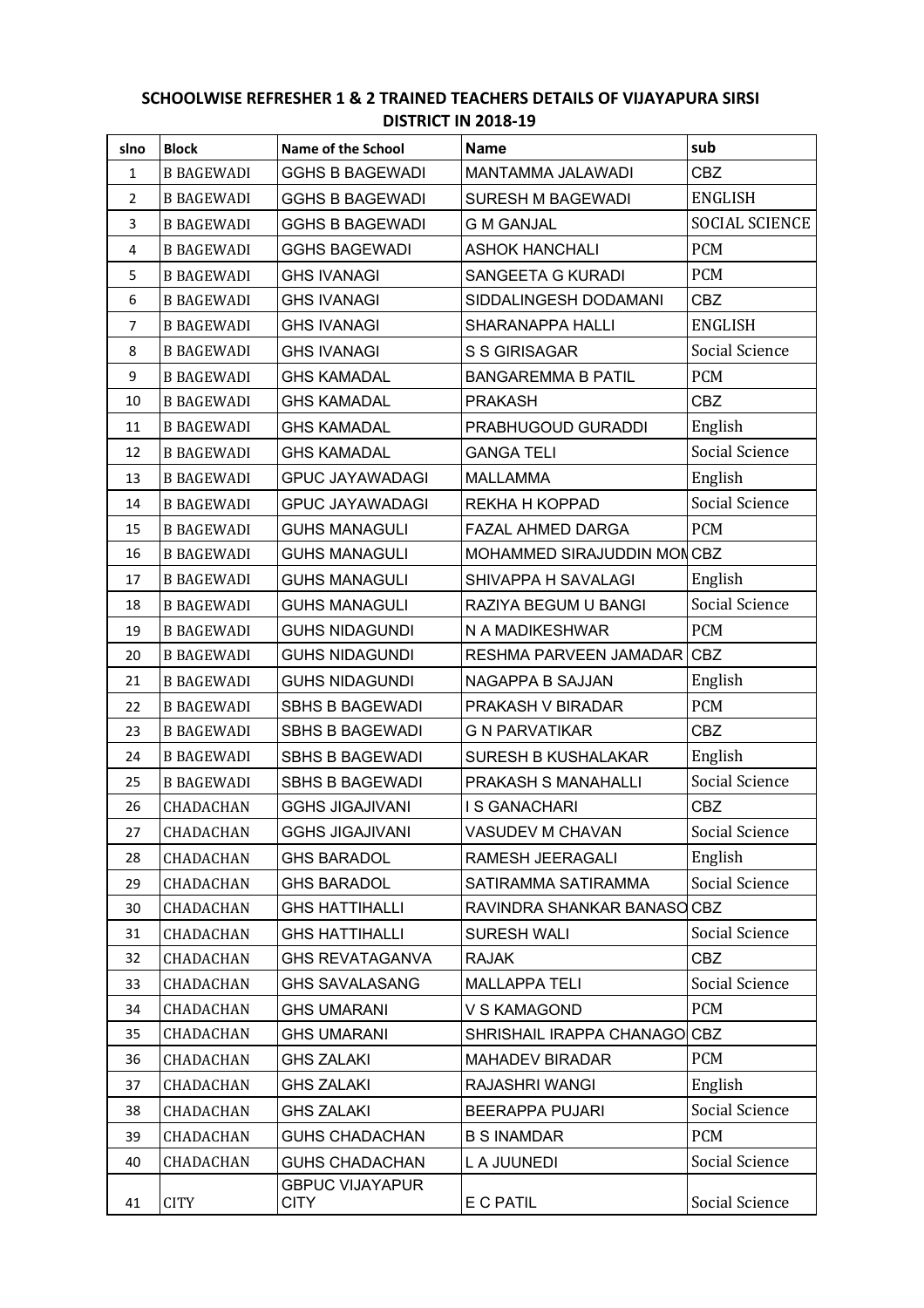## SCHOOLWISE REFRESHER 1 & 2 TRAINED TEACHERS DETAILS OF VIJAYAPURA SIRSI DISTRICT IN 2018-19

| slno | Block | Name of the School | Name | sub |
|---|---|---|---|---|
| 1 | B BAGEWADI | GGHS B BAGEWADI | MANTAMMA JALAWADI | CBZ |
| 2 | B BAGEWADI | GGHS B BAGEWADI | SURESH M BAGEWADI | ENGLISH |
| 3 | B BAGEWADI | GGHS B BAGEWADI | G M GANJAL | SOCIAL SCIENCE |
| 4 | B BAGEWADI | GGHS BAGEWADI | ASHOK HANCHALI | PCM |
| 5 | B BAGEWADI | GHS IVANAGI | SANGEETA G KURADI | PCM |
| 6 | B BAGEWADI | GHS IVANAGI | SIDDALINGESH DODAMANI | CBZ |
| 7 | B BAGEWADI | GHS IVANAGI | SHARANAPPA HALLI | ENGLISH |
| 8 | B BAGEWADI | GHS IVANAGI | S S GIRISAGAR | Social Science |
| 9 | B BAGEWADI | GHS KAMADAL | BANGAREMMA B PATIL | PCM |
| 10 | B BAGEWADI | GHS KAMADAL | PRAKASH | CBZ |
| 11 | B BAGEWADI | GHS KAMADAL | PRABHUGOUD GURADDI | English |
| 12 | B BAGEWADI | GHS KAMADAL | GANGA TELI | Social Science |
| 13 | B BAGEWADI | GPUC JAYAWADAGI | MALLAMMA | English |
| 14 | B BAGEWADI | GPUC JAYAWADAGI | REKHA H KOPPAD | Social Science |
| 15 | B BAGEWADI | GUHS MANAGULI | FAZAL AHMED DARGA | PCM |
| 16 | B BAGEWADI | GUHS MANAGULI | MOHAMMED SIRAJUDDIN MON | CBZ |
| 17 | B BAGEWADI | GUHS MANAGULI | SHIVAPPA H SAVALAGI | English |
| 18 | B BAGEWADI | GUHS MANAGULI | RAZIYA BEGUM U BANGI | Social Science |
| 19 | B BAGEWADI | GUHS NIDAGUNDI | N A MADIKESHWAR | PCM |
| 20 | B BAGEWADI | GUHS NIDAGUNDI | RESHMA PARVEEN JAMADAR | CBZ |
| 21 | B BAGEWADI | GUHS NIDAGUNDI | NAGAPPA B SAJJAN | English |
| 22 | B BAGEWADI | SBHS B BAGEWADI | PRAKASH V BIRADAR | PCM |
| 23 | B BAGEWADI | SBHS B BAGEWADI | G N PARVATIKAR | CBZ |
| 24 | B BAGEWADI | SBHS B BAGEWADI | SURESH B KUSHALAKAR | English |
| 25 | B BAGEWADI | SBHS B BAGEWADI | PRAKASH S MANAHALLI | Social Science |
| 26 | CHADACHAN | GGHS JIGAJIVANI | I S GANACHARI | CBZ |
| 27 | CHADACHAN | GGHS JIGAJIVANI | VASUDEV M CHAVAN | Social Science |
| 28 | CHADACHAN | GHS BARADOL | RAMESH JEERAGALI | English |
| 29 | CHADACHAN | GHS BARADOL | SATIRAMMA SATIRAMMA | Social Science |
| 30 | CHADACHAN | GHS HATTIHALLI | RAVINDRA SHANKAR BANASO | CBZ |
| 31 | CHADACHAN | GHS HATTIHALLI | SURESH WALI | Social Science |
| 32 | CHADACHAN | GHS REVATAGANVA | RAJAK | CBZ |
| 33 | CHADACHAN | GHS SAVALASANG | MALLAPPA TELI | Social Science |
| 34 | CHADACHAN | GHS UMARANI | V S KAMAGOND | PCM |
| 35 | CHADACHAN | GHS UMARANI | SHRISHAIL IRAPPA CHANAGO | CBZ |
| 36 | CHADACHAN | GHS ZALAKI | MAHADEV BIRADAR | PCM |
| 37 | CHADACHAN | GHS ZALAKI | RAJASHRI WANGI | English |
| 38 | CHADACHAN | GHS ZALAKI | BEERAPPA PUJARI | Social Science |
| 39 | CHADACHAN | GUHS CHADACHAN | B S INAMDAR | PCM |
| 40 | CHADACHAN | GUHS CHADACHAN | L A JUUNEDI | Social Science |
| 41 | CITY | GBPUC VIJAYAPUR CITY | E C PATIL | Social Science |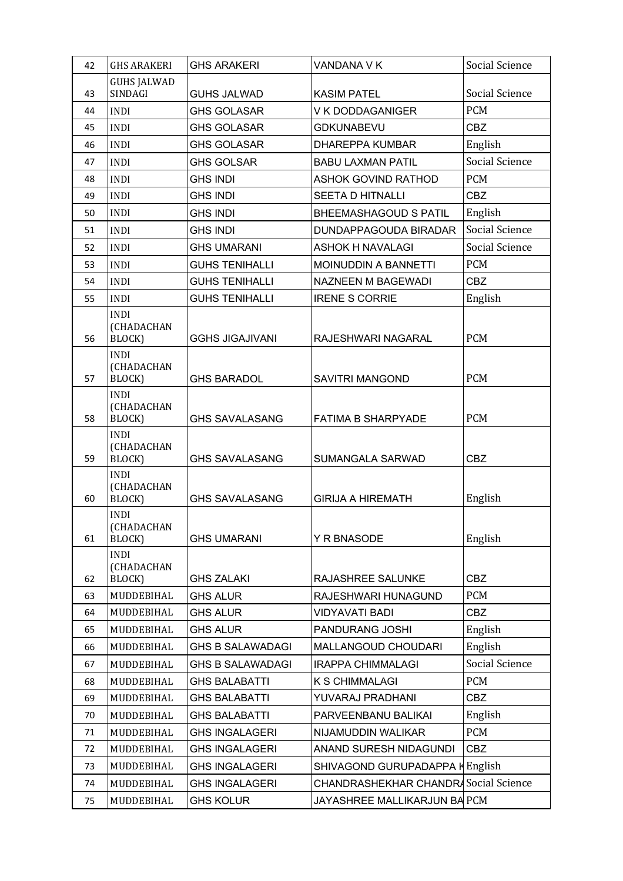| 42 | GHS ARAKERI | GHS ARAKERI | VANDANA V K | Social Science |
|---|---|---|---|---|
| 43 | GUHS JALWAD SINDAGI | GUHS JALWAD | KASIM PATEL | Social Science |
| 44 | INDI | GHS GOLASAR | V K DODDAGANIGER | PCM |
| 45 | INDI | GHS GOLASAR | GDKUNABEVU | CBZ |
| 46 | INDI | GHS GOLASAR | DHAREPPA KUMBAR | English |
| 47 | INDI | GHS GOLSAR | BABU LAXMAN PATIL | Social Science |
| 48 | INDI | GHS INDI | ASHOK GOVIND RATHOD | PCM |
| 49 | INDI | GHS INDI | SEETA D HITNALLI | CBZ |
| 50 | INDI | GHS INDI | BHEEMASHAGOUD S PATIL | English |
| 51 | INDI | GHS INDI | DUNDAPPAGOUDA BIRADAR | Social Science |
| 52 | INDI | GHS UMARANI | ASHOK H NAVALAGI | Social Science |
| 53 | INDI | GUHS TENIHALLI | MOINUDDIN A BANNETTI | PCM |
| 54 | INDI | GUHS TENIHALLI | NAZNEEN M BAGEWADI | CBZ |
| 55 | INDI | GUHS TENIHALLI | IRENE S CORRIE | English |
| 56 | INDI (CHADACHAN BLOCK) | GGHS JIGAJIVANI | RAJESHWARI NAGARAL | PCM |
| 57 | INDI (CHADACHAN BLOCK) | GHS BARADOL | SAVITRI MANGOND | PCM |
| 58 | INDI (CHADACHAN BLOCK) | GHS SAVALASANG | FATIMA B SHARPYADE | PCM |
| 59 | INDI (CHADACHAN BLOCK) | GHS SAVALASANG | SUMANGALA SARWAD | CBZ |
| 60 | INDI (CHADACHAN BLOCK) | GHS SAVALASANG | GIRIJA A HIREMATH | English |
| 61 | INDI (CHADACHAN BLOCK) | GHS UMARANI | Y R BNASODE | English |
| 62 | INDI (CHADACHAN BLOCK) | GHS ZALAKI | RAJASHREE SALUNKE | CBZ |
| 63 | MUDDEBIHAL | GHS ALUR | RAJESHWARI HUNAGUND | PCM |
| 64 | MUDDEBIHAL | GHS ALUR | VIDYAVATI BADI | CBZ |
| 65 | MUDDEBIHAL | GHS ALUR | PANDURANG JOSHI | English |
| 66 | MUDDEBIHAL | GHS B SALAWADAGI | MALLANGOUD CHOUDARI | English |
| 67 | MUDDEBIHAL | GHS B SALAWADAGI | IRAPPA CHIMMALAGI | Social Science |
| 68 | MUDDEBIHAL | GHS BALABATTI | K S CHIMMALAGI | PCM |
| 69 | MUDDEBIHAL | GHS BALABATTI | YUVARAJ PRADHANI | CBZ |
| 70 | MUDDEBIHAL | GHS BALABATTI | PARVEENBANU BALIKAI | English |
| 71 | MUDDEBIHAL | GHS INGALAGERI | NIJAMUDDIN WALIKAR | PCM |
| 72 | MUDDEBIHAL | GHS INGALAGERI | ANAND SURESH NIDAGUNDI | CBZ |
| 73 | MUDDEBIHAL | GHS INGALAGERI | SHIVAGOND GURUPADAPPA K | English |
| 74 | MUDDEBIHAL | GHS INGALAGERI | CHANDRASHEKHAR CHANDRA | Social Science |
| 75 | MUDDEBIHAL | GHS KOLUR | JAYASHREE MALLIKARJUN BA | PCM |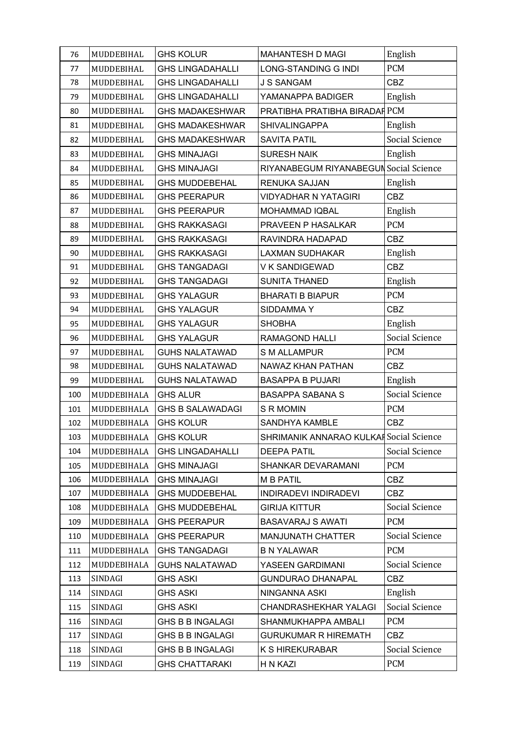| 76 | MUDDEBIHAL | GHS KOLUR | MAHANTESH D MAGI | English |
|---|---|---|---|---|
| 77 | MUDDEBIHAL | GHS LINGADAHALLI | LONG-STANDING G INDI | PCM |
| 78 | MUDDEBIHAL | GHS LINGADAHALLI | J S SANGAM | CBZ |
| 79 | MUDDEBIHAL | GHS LINGADAHALLI | YAMANAPPA BADIGER | English |
| 80 | MUDDEBIHAL | GHS MADAKESHWAR | PRATIBHA PRATIBHA BIRADAF | PCM |
| 81 | MUDDEBIHAL | GHS MADAKESHWAR | SHIVALINGAPPA | English |
| 82 | MUDDEBIHAL | GHS MADAKESHWAR | SAVITA PATIL | Social Science |
| 83 | MUDDEBIHAL | GHS MINAJAGI | SURESH NAIK | English |
| 84 | MUDDEBIHAL | GHS MINAJAGI | RIYANABEGUM RIYANABEGUN | Social Science |
| 85 | MUDDEBIHAL | GHS MUDDEBEHAL | RENUKA SAJJAN | English |
| 86 | MUDDEBIHAL | GHS PEERAPUR | VIDYADHAR N YATAGIRI | CBZ |
| 87 | MUDDEBIHAL | GHS PEERAPUR | MOHAMMAD IQBAL | English |
| 88 | MUDDEBIHAL | GHS RAKKASAGI | PRAVEEN P HASALKAR | PCM |
| 89 | MUDDEBIHAL | GHS RAKKASAGI | RAVINDRA HADAPAD | CBZ |
| 90 | MUDDEBIHAL | GHS RAKKASAGI | LAXMAN SUDHAKAR | English |
| 91 | MUDDEBIHAL | GHS TANGADAGI | V K SANDIGEWAD | CBZ |
| 92 | MUDDEBIHAL | GHS TANGADAGI | SUNITA THANED | English |
| 93 | MUDDEBIHAL | GHS YALAGUR | BHARATI B BIAPUR | PCM |
| 94 | MUDDEBIHAL | GHS YALAGUR | SIDDAMMA Y | CBZ |
| 95 | MUDDEBIHAL | GHS YALAGUR | SHOBHA | English |
| 96 | MUDDEBIHAL | GHS YALAGUR | RAMAGOND HALLI | Social Science |
| 97 | MUDDEBIHAL | GUHS NALATAWAD | S M ALLAMPUR | PCM |
| 98 | MUDDEBIHAL | GUHS NALATAWAD | NAWAZ KHAN PATHAN | CBZ |
| 99 | MUDDEBIHAL | GUHS NALATAWAD | BASAPPA B PUJARI | English |
| 100 | MUDDEBIHALA | GHS ALUR | BASAPPA SABANA S | Social Science |
| 101 | MUDDEBIHALA | GHS B SALAWADAGI | S R MOMIN | PCM |
| 102 | MUDDEBIHALA | GHS KOLUR | SANDHYA KAMBLE | CBZ |
| 103 | MUDDEBIHALA | GHS KOLUR | SHRIMANIK ANNARAO KULKAF | Social Science |
| 104 | MUDDEBIHALA | GHS LINGADAHALLI | DEEPA PATIL | Social Science |
| 105 | MUDDEBIHALA | GHS MINAJAGI | SHANKAR DEVARAMANI | PCM |
| 106 | MUDDEBIHALA | GHS MINAJAGI | M B PATIL | CBZ |
| 107 | MUDDEBIHALA | GHS MUDDEBEHAL | INDIRADEVI INDIRADEVI | CBZ |
| 108 | MUDDEBIHALA | GHS MUDDEBEHAL | GIRIJA KITTUR | Social Science |
| 109 | MUDDEBIHALA | GHS PEERAPUR | BASAVARAJ S AWATI | PCM |
| 110 | MUDDEBIHALA | GHS PEERAPUR | MANJUNATH CHATTER | Social Science |
| 111 | MUDDEBIHALA | GHS TANGADAGI | B N YALAWAR | PCM |
| 112 | MUDDEBIHALA | GUHS NALATAWAD | YASEEN GARDIMANI | Social Science |
| 113 | SINDAGI | GHS ASKI | GUNDURAO DHANAPAL | CBZ |
| 114 | SINDAGI | GHS ASKI | NINGANNA ASKI | English |
| 115 | SINDAGI | GHS ASKI | CHANDRASHEKHAR YALAGI | Social Science |
| 116 | SINDAGI | GHS B B INGALAGI | SHANMUKHAPPA AMBALI | PCM |
| 117 | SINDAGI | GHS B B INGALAGI | GURUKUMAR R HIREMATH | CBZ |
| 118 | SINDAGI | GHS B B INGALAGI | K S HIREKURABAR | Social Science |
| 119 | SINDAGI | GHS CHATTARAKI | H N KAZI | PCM |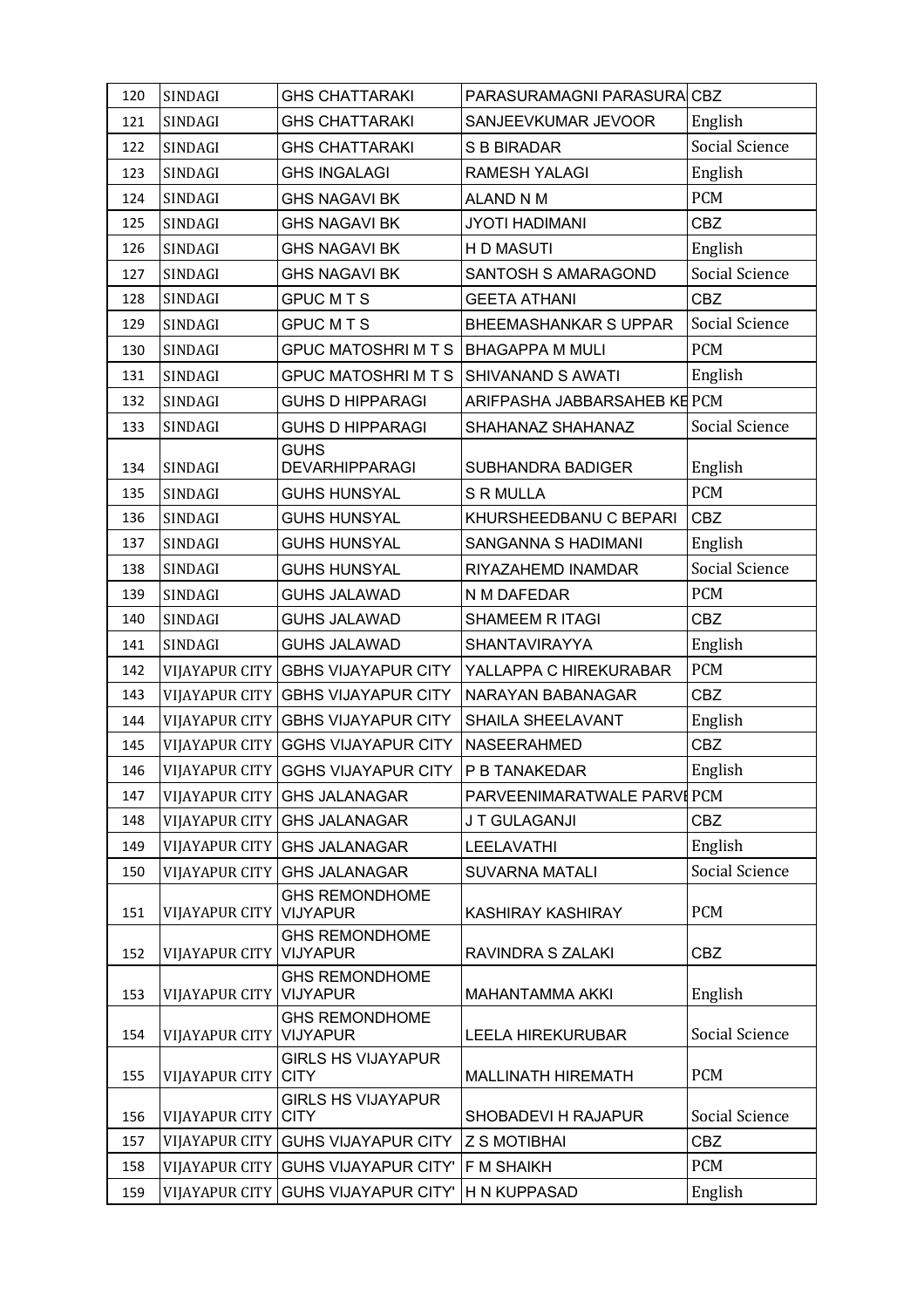| 120 | SINDAGI | GHS CHATTARAKI | PARASURAMAGNI PARASURA | CBZ |
|---|---|---|---|---|
| 121 | SINDAGI | GHS CHATTARAKI | SANJEEVKUMAR JEVOOR | English |
| 122 | SINDAGI | GHS CHATTARAKI | S B BIRADAR | Social Science |
| 123 | SINDAGI | GHS INGALAGI | RAMESH YALAGI | English |
| 124 | SINDAGI | GHS NAGAVI BK | ALAND N M | PCM |
| 125 | SINDAGI | GHS NAGAVI BK | JYOTI HADIMANI | CBZ |
| 126 | SINDAGI | GHS NAGAVI BK | H D MASUTI | English |
| 127 | SINDAGI | GHS NAGAVI BK | SANTOSH S AMARAGOND | Social Science |
| 128 | SINDAGI | GPUC M T S | GEETA ATHANI | CBZ |
| 129 | SINDAGI | GPUC M T S | BHEEMASHANKAR S UPPAR | Social Science |
| 130 | SINDAGI | GPUC MATOSHRI M T S | BHAGAPPA M MULI | PCM |
| 131 | SINDAGI | GPUC MATOSHRI M T S | SHIVANAND S AWATI | English |
| 132 | SINDAGI | GUHS D HIPPARAGI | ARIFPASHA JABBARSAHEB KE | PCM |
| 133 | SINDAGI | GUHS D HIPPARAGI | SHAHANAZ SHAHANAZ | Social Science |
| 134 | SINDAGI | GUHS DEVARHIPPARAGI | SUBHANDRA BADIGER | English |
| 135 | SINDAGI | GUHS HUNSYAL | S R MULLA | PCM |
| 136 | SINDAGI | GUHS HUNSYAL | KHURSHEEDBANU C BEPARI | CBZ |
| 137 | SINDAGI | GUHS HUNSYAL | SANGANNA S HADIMANI | English |
| 138 | SINDAGI | GUHS HUNSYAL | RIYAZAHEMD INAMDAR | Social Science |
| 139 | SINDAGI | GUHS JALAWAD | N M DAFEDAR | PCM |
| 140 | SINDAGI | GUHS JALAWAD | SHAMEEM R ITAGI | CBZ |
| 141 | SINDAGI | GUHS JALAWAD | SHANTAVIRAYYA | English |
| 142 | VIJAYAPUR CITY | GBHS VIJAYAPUR CITY | YALLAPPA C HIREKURABAR | PCM |
| 143 | VIJAYAPUR CITY | GBHS VIJAYAPUR CITY | NARAYAN BABANAGAR | CBZ |
| 144 | VIJAYAPUR CITY | GBHS VIJAYAPUR CITY | SHAILA SHEELAVANT | English |
| 145 | VIJAYAPUR CITY | GGHS VIJAYAPUR CITY | NASEERAHMED | CBZ |
| 146 | VIJAYAPUR CITY | GGHS VIJAYAPUR CITY | P B TANAKEDAR | English |
| 147 | VIJAYAPUR CITY | GHS JALANAGAR | PARVEENIMARATWALE PARVI | PCM |
| 148 | VIJAYAPUR CITY | GHS JALANAGAR | J T GULAGANJI | CBZ |
| 149 | VIJAYAPUR CITY | GHS JALANAGAR | LEELAVATHI | English |
| 150 | VIJAYAPUR CITY | GHS JALANAGAR | SUVARNA MATALI | Social Science |
| 151 | VIJAYAPUR CITY | GHS REMONDHOME VIJYAPUR | KASHIRAY KASHIRAY | PCM |
| 152 | VIJAYAPUR CITY | GHS REMONDHOME VIJYAPUR | RAVINDRA S ZALAKI | CBZ |
| 153 | VIJAYAPUR CITY | GHS REMONDHOME VIJYAPUR | MAHANTAMMA AKKI | English |
| 154 | VIJAYAPUR CITY | GHS REMONDHOME VIJYAPUR | LEELA HIREKURUBAR | Social Science |
| 155 | VIJAYAPUR CITY | GIRLS HS VIJAYAPUR CITY | MALLINATH HIREMATH | PCM |
| 156 | VIJAYAPUR CITY | GIRLS HS VIJAYAPUR CITY | SHOBADEVI H RAJAPUR | Social Science |
| 157 | VIJAYAPUR CITY | GUHS VIJAYAPUR CITY | Z S MOTIBHAI | CBZ |
| 158 | VIJAYAPUR CITY | GUHS VIJAYAPUR CITY' | F M SHAIKH | PCM |
| 159 | VIJAYAPUR CITY | GUHS VIJAYAPUR CITY' | H N KUPPASAD | English |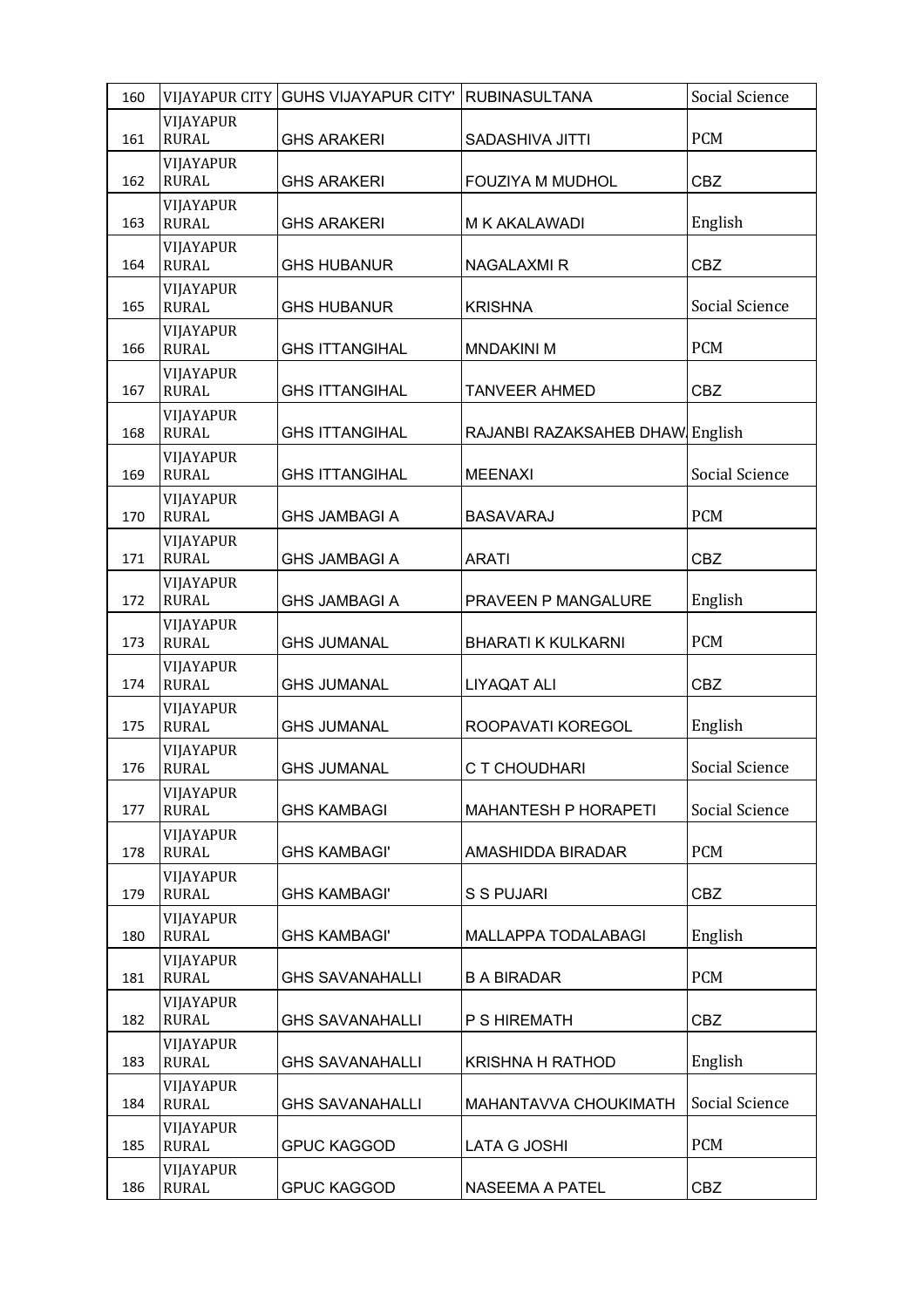| 160 | VIJAYAPUR CITY | GUHS VIJAYAPUR CITY' | RUBINASULTANA | Social Science |
|---|---|---|---|---|
| 161 | VIJAYAPUR RURAL | GHS ARAKERI | SADASHIVA JITTI | PCM |
| 162 | VIJAYAPUR RURAL | GHS ARAKERI | FOUZIYA M MUDHOL | CBZ |
| 163 | VIJAYAPUR RURAL | GHS ARAKERI | M K AKALAWADI | English |
| 164 | VIJAYAPUR RURAL | GHS HUBANUR | NAGALAXMI R | CBZ |
| 165 | VIJAYAPUR RURAL | GHS HUBANUR | KRISHNA | Social Science |
| 166 | VIJAYAPUR RURAL | GHS ITTANGIHAL | MNDAKINI M | PCM |
| 167 | VIJAYAPUR RURAL | GHS ITTANGIHAL | TANVEER AHMED | CBZ |
| 168 | VIJAYAPUR RURAL | GHS ITTANGIHAL | RAJANBI RAZAKSAHEB DHAW | English |
| 169 | VIJAYAPUR RURAL | GHS ITTANGIHAL | MEENAXI | Social Science |
| 170 | VIJAYAPUR RURAL | GHS JAMBAGI A | BASAVARAJ | PCM |
| 171 | VIJAYAPUR RURAL | GHS JAMBAGI A | ARATI | CBZ |
| 172 | VIJAYAPUR RURAL | GHS JAMBAGI A | PRAVEEN P MANGALURE | English |
| 173 | VIJAYAPUR RURAL | GHS JUMANAL | BHARATI K KULKARNI | PCM |
| 174 | VIJAYAPUR RURAL | GHS JUMANAL | LIYAQAT ALI | CBZ |
| 175 | VIJAYAPUR RURAL | GHS JUMANAL | ROOPAVATI KOREGOL | English |
| 176 | VIJAYAPUR RURAL | GHS JUMANAL | C T CHOUDHARI | Social Science |
| 177 | VIJAYAPUR RURAL | GHS KAMBAGI | MAHANTESH P HORAPETI | Social Science |
| 178 | VIJAYAPUR RURAL | GHS KAMBAGI' | AMASHIDDA BIRADAR | PCM |
| 179 | VIJAYAPUR RURAL | GHS KAMBAGI' | S S PUJARI | CBZ |
| 180 | VIJAYAPUR RURAL | GHS KAMBAGI' | MALLAPPA TODALABAGI | English |
| 181 | VIJAYAPUR RURAL | GHS SAVANAHALLI | B A BIRADAR | PCM |
| 182 | VIJAYAPUR RURAL | GHS SAVANAHALLI | P S HIREMATH | CBZ |
| 183 | VIJAYAPUR RURAL | GHS SAVANAHALLI | KRISHNA H RATHOD | English |
| 184 | VIJAYAPUR RURAL | GHS SAVANAHALLI | MAHANTAVVA CHOUKIMATH | Social Science |
| 185 | VIJAYAPUR RURAL | GPUC KAGGOD | LATA G JOSHI | PCM |
| 186 | VIJAYAPUR RURAL | GPUC KAGGOD | NASEEMA A PATEL | CBZ |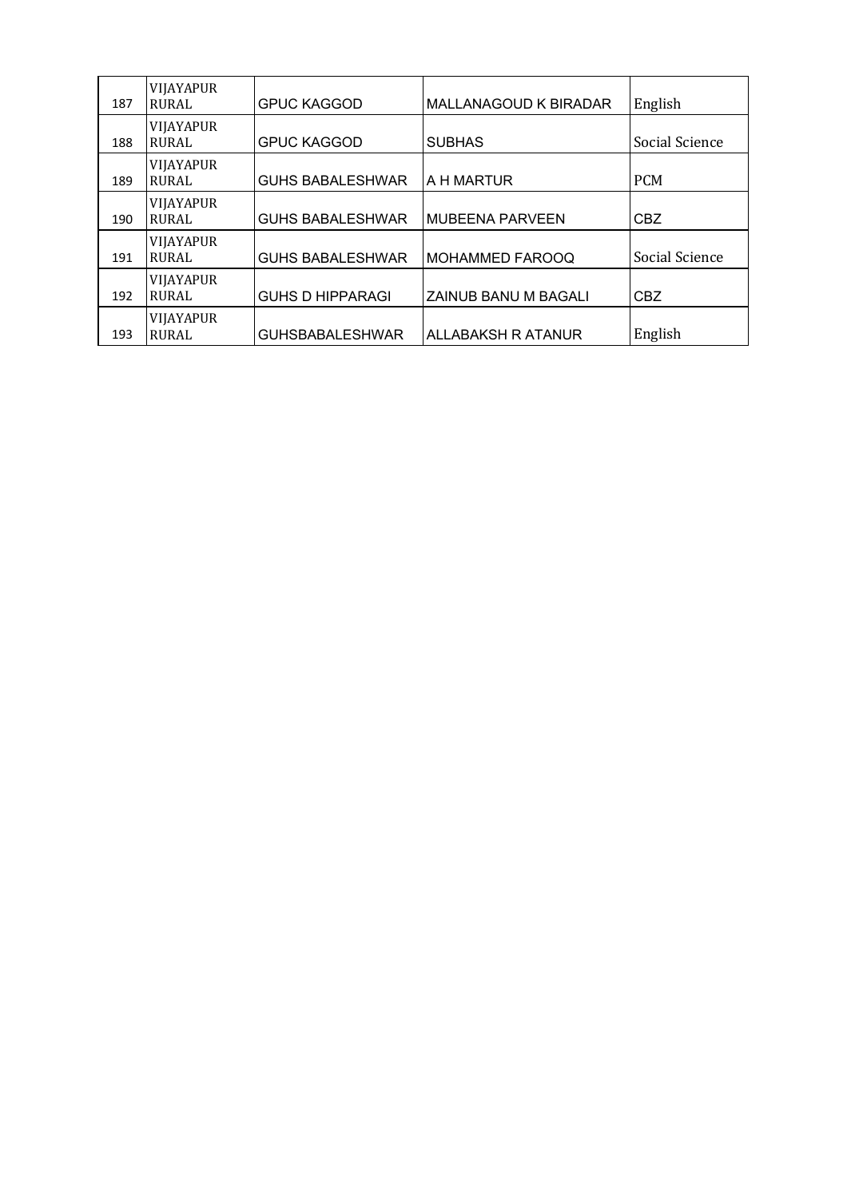| | | | | |
|---|---|---|---|---|
| 187 | VIJAYAPUR RURAL | GPUC KAGGOD | MALLANAGOUD K BIRADAR | English |
| 188 | VIJAYAPUR RURAL | GPUC KAGGOD | SUBHAS | Social Science |
| 189 | VIJAYAPUR RURAL | GUHS BABALESHWAR | A H MARTUR | PCM |
| 190 | VIJAYAPUR RURAL | GUHS BABALESHWAR | MUBEENA PARVEEN | CBZ |
| 191 | VIJAYAPUR RURAL | GUHS BABALESHWAR | MOHAMMED FAROOQ | Social Science |
| 192 | VIJAYAPUR RURAL | GUHS D HIPPARAGI | ZAINUB BANU M BAGALI | CBZ |
| 193 | VIJAYAPUR RURAL | GUHSBABALESHWAR | ALLABAKSH R ATANUR | English |